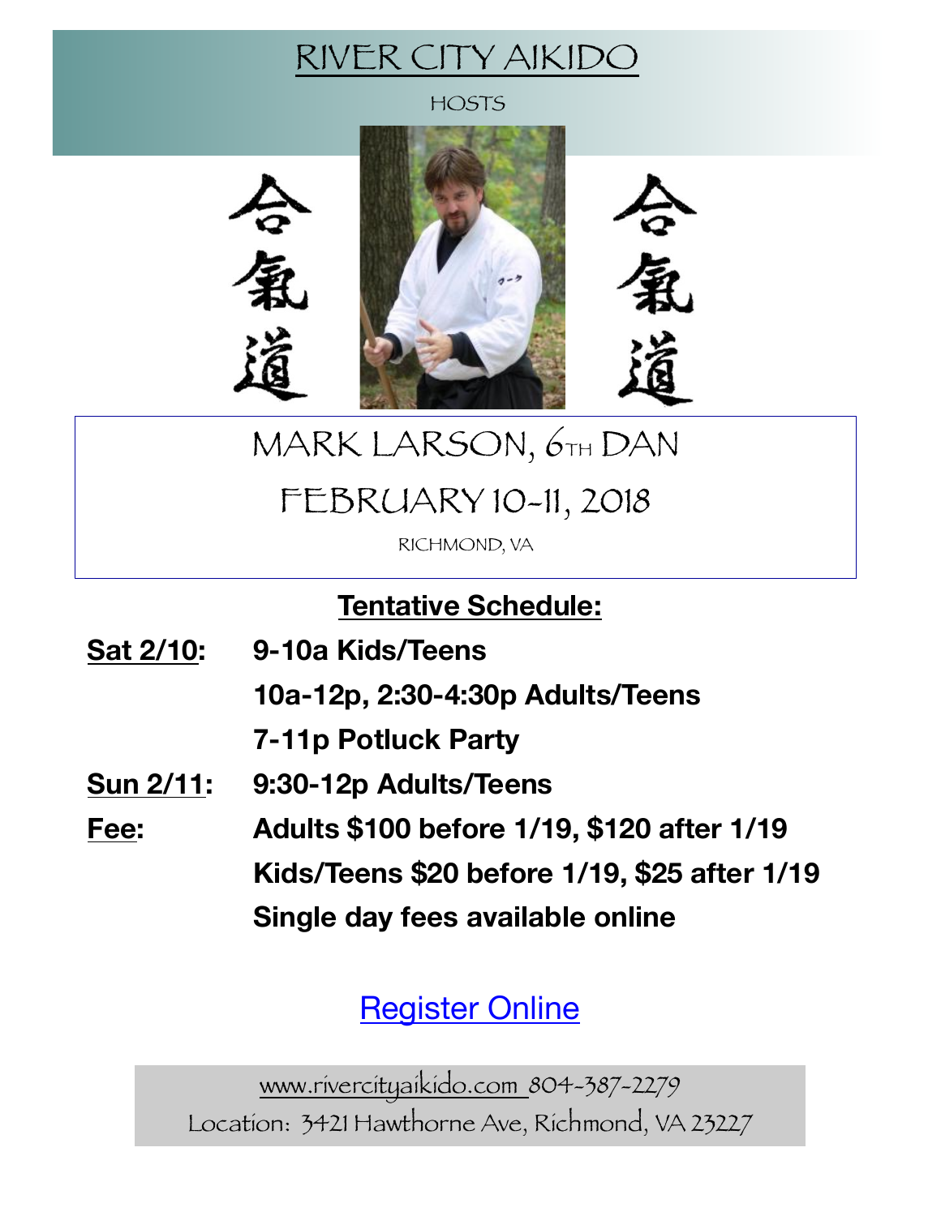# RIVER CITY AIKIDO

HOSTS

合氣道

合氣道

## MARK LARSON, 6TH DAN

## FEBRUARY 10-11, 2018

RICHMOND, VA

### Tentative Schedule:

**Sat 2/10:** **9-10a Kids/Teens**

**10a-12p, 2:30-4:30p Adults/Teens**

**7-11p Potluck Party**

**Sun 2/11:** **9:30-12p Adults/Teens**

**Fee:** **Adults $100 before 1/19, $120 after 1/19**

**Kids/Teens $20 before 1/19, $25 after 1/19**

**Single day fees available online**

[Register Online]

www.rivercityaikido.com 804-387-2279

Location: 3421 Hawthorne Ave, Richmond, VA 23227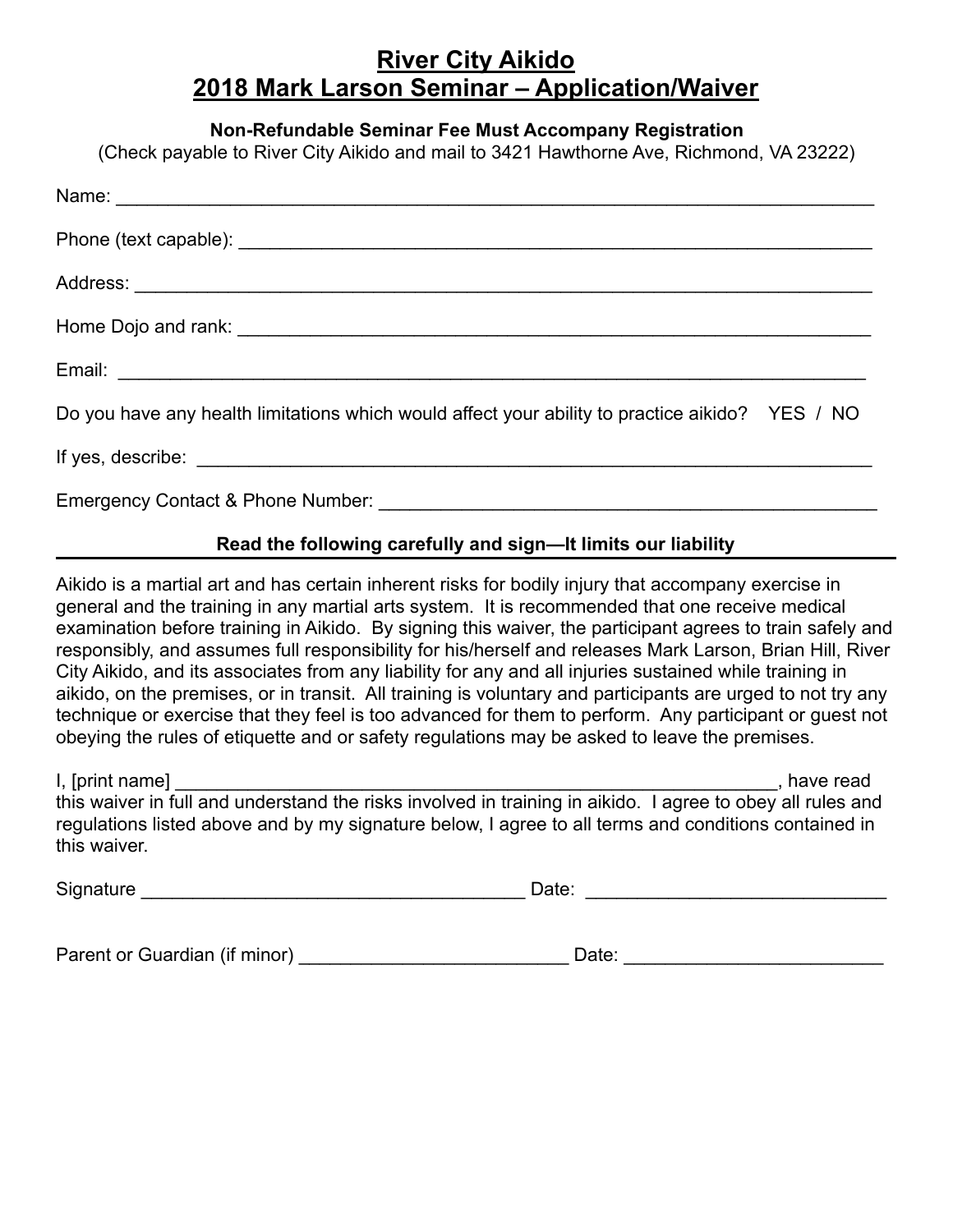# River City Aikido
# 2018 Mark Larson Seminar – Application/Waiver

**Non-Refundable Seminar Fee Must Accompany Registration**

(Check payable to River City Aikido and mail to 3421 Hawthorne Ave, Richmond, VA 23222)

Name: ___________________________________________________________________________

Phone (text capable): _____________________________________________________________

Address: _________________________________________________________________________

Home Dojo and rank: ______________________________________________________________

Email: ___________________________________________________________________________

Do you have any health limitations which would affect your ability to practice aikido? YES / NO

If yes, describe: __________________________________________________________________

Emergency Contact & Phone Number: ________________________________________________

**Read the following carefully and sign—It limits our liability**

Aikido is a martial art and has certain inherent risks for bodily injury that accompany exercise in general and the training in any martial arts system. It is recommended that one receive medical examination before training in Aikido. By signing this waiver, the participant agrees to train safely and responsibly, and assumes full responsibility for his/herself and releases Mark Larson, Brian Hill, River City Aikido, and its associates from any liability for any and all injuries sustained while training in aikido, on the premises, or in transit. All training is voluntary and participants are urged to not try any technique or exercise that they feel is too advanced for them to perform. Any participant or guest not obeying the rules of etiquette and or safety regulations may be asked to leave the premises.

I, [print name] _______________________________________________________, have read this waiver in full and understand the risks involved in training in aikido. I agree to obey all rules and regulations listed above and by my signature below, I agree to all terms and conditions contained in this waiver.

Signature _____________________________________ Date: _____________________________

Parent or Guardian (if minor) __________________________ Date: _________________________